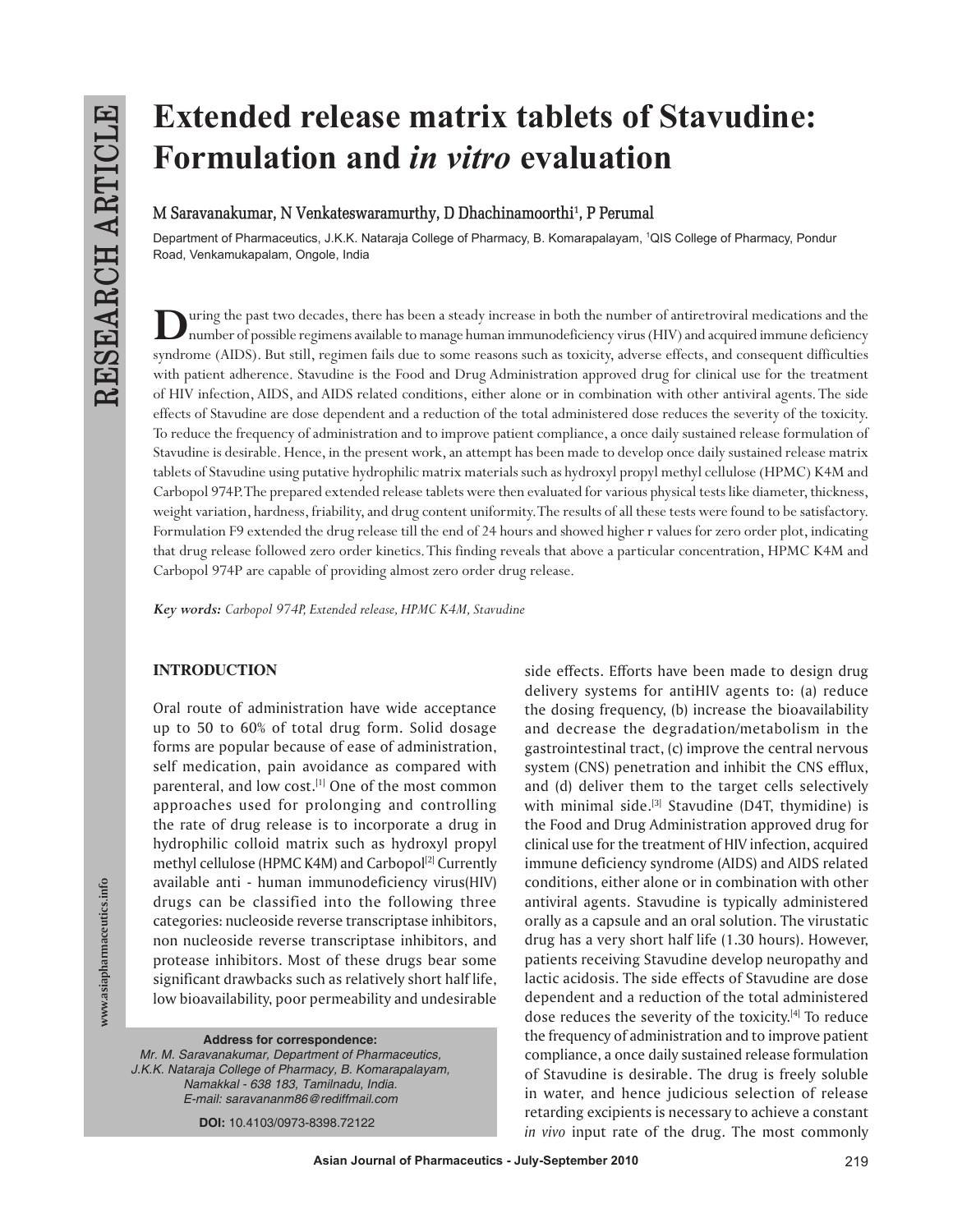# Extended release matrix tablets of Stavudine: Formulation and *in vitro* evaluation

**M Saravanakumar, N Venkateswaramurthy, D Dhachinamoorthi[1], P Perumal**

Department of Pharmaceutics, J.K.K. Nataraja College of Pharmacy, B. Komarapalayam, [1]QIS College of Pharmacy, Pondur Road, Venkamukapalam, Ongole, India

During the past two decades, there has been a steady increase in both the number of antiretroviral medications and the number of possible regimens available to manage human immunodeficiency virus (HIV) and acquired immune deficiency syndrome (AIDS). But still, regimen fails due to some reasons such as toxicity, adverse effects, and consequent difficulties with patient adherence. Stavudine is the Food and Drug Administration approved drug for clinical use for the treatment of HIV infection, AIDS, and AIDS related conditions, either alone or in combination with other antiviral agents. The side effects of Stavudine are dose dependent and a reduction of the total administered dose reduces the severity of the toxicity. To reduce the frequency of administration and to improve patient compliance, a once daily sustained release formulation of Stavudine is desirable. Hence, in the present work, an attempt has been made to develop once daily sustained release matrix tablets of Stavudine using putative hydrophilic matrix materials such as hydroxyl propyl methyl cellulose (HPMC) K4M and Carbopol 974P. The prepared extended release tablets were then evaluated for various physical tests like diameter, thickness, weight variation, hardness, friability, and drug content uniformity. The results of all these tests were found to be satisfactory. Formulation F9 extended the drug release till the end of 24 hours and showed higher r values for zero order plot, indicating that drug release followed zero order kinetics. This finding reveals that above a particular concentration, HPMC K4M and Carbopol 974P are capable of providing almost zero order drug release.

***Key words:*** *Carbopol 974P, Extended release, HPMC K4M, Stavudine*

## INTRODUCTION

Oral route of administration have wide acceptance up to 50 to 60% of total drug form. Solid dosage forms are popular because of ease of administration, self medication, pain avoidance as compared with parenteral, and low cost.[1] One of the most common approaches used for prolonging and controlling the rate of drug release is to incorporate a drug in hydrophilic colloid matrix such as hydroxyl propyl methyl cellulose (HPMC K4M) and Carbopol[2] Currently available anti - human immunodeficiency virus(HIV) drugs can be classified into the following three categories: nucleoside reverse transcriptase inhibitors, non nucleoside reverse transcriptase inhibitors, and protease inhibitors. Most of these drugs bear some significant drawbacks such as relatively short half life, low bioavailability, poor permeability and undesirable side effects. Efforts have been made to design drug delivery systems for antiHIV agents to: (a) reduce the dosing frequency, (b) increase the bioavailability and decrease the degradation/metabolism in the gastrointestinal tract, (c) improve the central nervous system (CNS) penetration and inhibit the CNS efflux, and (d) deliver them to the target cells selectively with minimal side.[3] Stavudine (D4T, thymidine) is the Food and Drug Administration approved drug for clinical use for the treatment of HIV infection, acquired immune deficiency syndrome (AIDS) and AIDS related conditions, either alone or in combination with other antiviral agents. Stavudine is typically administered orally as a capsule and an oral solution. The virustatic drug has a very short half life (1.30 hours). However, patients receiving Stavudine develop neuropathy and lactic acidosis. The side effects of Stavudine are dose dependent and a reduction of the total administered dose reduces the severity of the toxicity.[4] To reduce the frequency of administration and to improve patient compliance, a once daily sustained release formulation of Stavudine is desirable. The drug is freely soluble in water, and hence judicious selection of release retarding excipients is necessary to achieve a constant *in vivo* input rate of the drug. The most commonly

**Address for correspondence:**
*Mr. M. Saravanakumar, Department of Pharmaceutics, J.K.K. Nataraja College of Pharmacy, B. Komarapalayam, Namakkal - 638 183, Tamilnadu, India. E-mail: saravananm86@rediffmail.com*

**DOI:** 10.4103/0973-8398.72122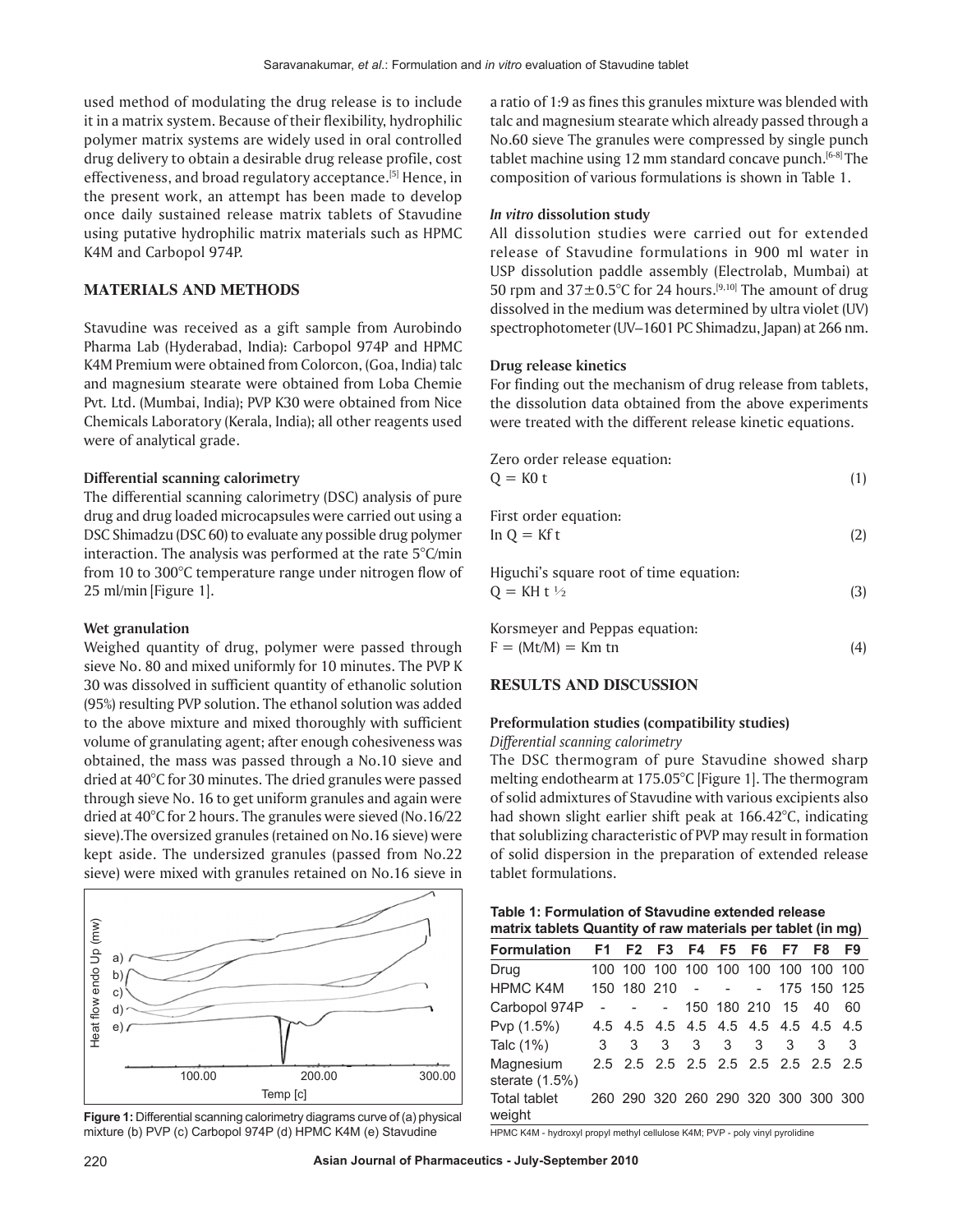used method of modulating the drug release is to include it in a matrix system. Because of their flexibility, hydrophilic polymer matrix systems are widely used in oral controlled drug delivery to obtain a desirable drug release profile, cost effectiveness, and broad regulatory acceptance.[5] Hence, in the present work, an attempt has been made to develop once daily sustained release matrix tablets of Stavudine using putative hydrophilic matrix materials such as HPMC K4M and Carbopol 974P.

## MATERIALS AND METHODS

Stavudine was received as a gift sample from Aurobindo Pharma Lab (Hyderabad, India): Carbopol 974P and HPMC K4M Premium were obtained from Colorcon, (Goa, India) talc and magnesium stearate were obtained from Loba Chemie Pvt. Ltd. (Mumbai, India); PVP K30 were obtained from Nice Chemicals Laboratory (Kerala, India); all other reagents used were of analytical grade.

### Differential scanning calorimetry

The differential scanning calorimetry (DSC) analysis of pure drug and drug loaded microcapsules were carried out using a DSC Shimadzu (DSC 60) to evaluate any possible drug polymer interaction. The analysis was performed at the rate 5°C/min from 10 to 300°C temperature range under nitrogen flow of 25 ml/min [Figure 1].

### Wet granulation

Weighed quantity of drug, polymer were passed through sieve No. 80 and mixed uniformly for 10 minutes. The PVP K 30 was dissolved in sufficient quantity of ethanolic solution (95%) resulting PVP solution. The ethanol solution was added to the above mixture and mixed thoroughly with sufficient volume of granulating agent; after enough cohesiveness was obtained, the mass was passed through a No.10 sieve and dried at 40°C for 30 minutes. The dried granules were passed through sieve No. 16 to get uniform granules and again were dried at 40°C for 2 hours. The granules were sieved (No.16/22 sieve).The oversized granules (retained on No.16 sieve) were kept aside. The undersized granules (passed from No.22 sieve) were mixed with granules retained on No.16 sieve in a ratio of 1:9 as fines this granules mixture was blended with talc and magnesium stearate which already passed through a No.60 sieve The granules were compressed by single punch tablet machine using 12 mm standard concave punch.[6-8] The composition of various formulations is shown in Table 1.

Figure 1: Differential scanning calorimetry diagrams curve of (a) physical mixture (b) PVP (c) Carbopol 974P (d) HPMC K4M (e) Stavudine

### *In vitro* dissolution study

All dissolution studies were carried out for extended release of Stavudine formulations in 900 ml water in USP dissolution paddle assembly (Electrolab, Mumbai) at 50 rpm and 37±0.5°C for 24 hours.[9,10] The amount of drug dissolved in the medium was determined by ultra violet (UV) spectrophotometer (UV–1601 PC Shimadzu, Japan) at 266 nm.

### Drug release kinetics

For finding out the mechanism of drug release from tablets, the dissolution data obtained from the above experiments were treated with the different release kinetic equations.

Zero order release equation:

$$Q = K_0 t \quad (1)$$

First order equation:

$$\ln Q = K_f t \quad (2)$$

Higuchi's square root of time equation:

$$Q = K_H t^{1/2} \quad (3)$$

Korsmeyer and Peppas equation:

$$F = (M_t/M) = K_m t^n \quad (4)$$

## RESULTS AND DISCUSSION

### Preformulation studies (compatibility studies)

*Differential scanning calorimetry*

The DSC thermogram of pure Stavudine showed sharp melting endothearm at 175.05°C [Figure 1]. The thermogram of solid admixtures of Stavudine with various excipients also had shown slight earlier shift peak at 166.42°C, indicating that solublizing characteristic of PVP may result in formation of solid dispersion in the preparation of extended release tablet formulations.

**Table 1: Formulation of Stavudine extended release matrix tablets Quantity of raw materials per tablet (in mg)**

| Formulation | F1 | F2 | F3 | F4 | F5 | F6 | F7 | F8 | F9 |
|---|---|---|---|---|---|---|---|---|---|
| Drug | 100 | 100 | 100 | 100 | 100 | 100 | 100 | 100 | 100 |
| HPMC K4M | 150 | 180 | 210 | - | - | - | 175 | 150 | 125 |
| Carbopol 974P | - | - | - | 150 | 180 | 210 | 15 | 40 | 60 |
| Pvp (1.5%) | 4.5 | 4.5 | 4.5 | 4.5 | 4.5 | 4.5 | 4.5 | 4.5 | 4.5 |
| Talc (1%) | 3 | 3 | 3 | 3 | 3 | 3 | 3 | 3 | 3 |
| Magnesium sterate (1.5%) | 2.5 | 2.5 | 2.5 | 2.5 | 2.5 | 2.5 | 2.5 | 2.5 | 2.5 |
| Total tablet weight | 260 | 290 | 320 | 260 | 290 | 320 | 300 | 300 | 300 |

HPMC K4M - hydroxyl propyl methyl cellulose K4M; PVP - poly vinyl pyrolidine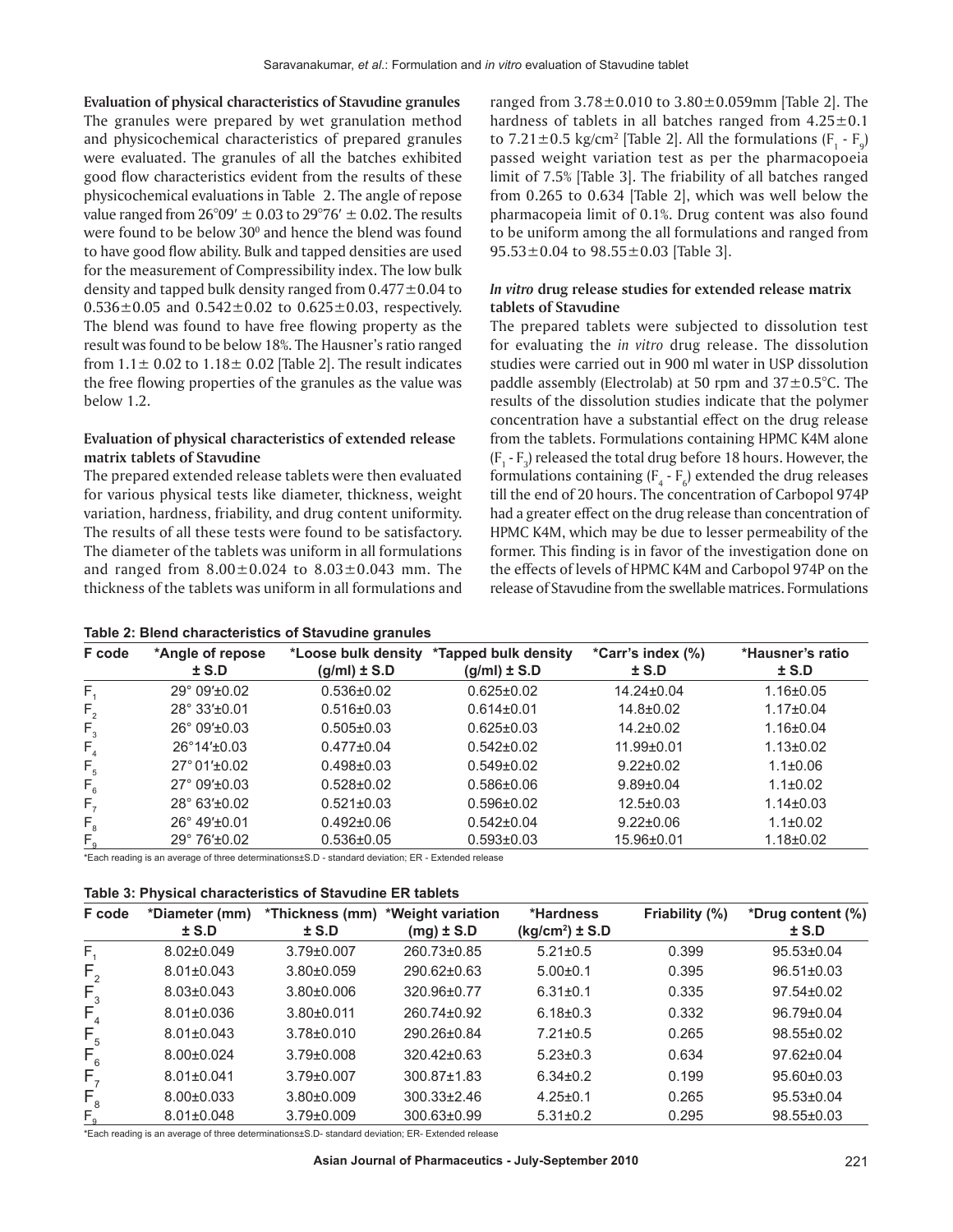### Evaluation of physical characteristics of Stavudine granules

The granules were prepared by wet granulation method and physicochemical characteristics of prepared granules were evaluated. The granules of all the batches exhibited good flow characteristics evident from the results of these physicochemical evaluations in Table 2. The angle of repose value ranged from 26°09′ ± 0.03 to 29°76′ ± 0.02. The results were found to be below 30° and hence the blend was found to have good flow ability. Bulk and tapped densities are used for the measurement of Compressibility index. The low bulk density and tapped bulk density ranged from 0.477±0.04 to 0.536±0.05 and 0.542±0.02 to 0.625±0.03, respectively. The blend was found to have free flowing property as the result was found to be below 18%. The Hausner's ratio ranged from 1.1± 0.02 to 1.18± 0.02 [Table 2]. The result indicates the free flowing properties of the granules as the value was below 1.2.

### Evaluation of physical characteristics of extended release matrix tablets of Stavudine

The prepared extended release tablets were then evaluated for various physical tests like diameter, thickness, weight variation, hardness, friability, and drug content uniformity. The results of all these tests were found to be satisfactory. The diameter of the tablets was uniform in all formulations and ranged from 8.00±0.024 to 8.03±0.043 mm. The thickness of the tablets was uniform in all formulations and ranged from 3.78±0.010 to 3.80±0.059mm [Table 2]. The hardness of tablets in all batches ranged from 4.25±0.1 to 7.21±0.5 kg/cm² [Table 2]. All the formulations ($F_1$ - $F_9$) passed weight variation test as per the pharmacopoeia limit of 7.5% [Table 3]. The friability of all batches ranged from 0.265 to 0.634 [Table 2], which was well below the pharmacopoeia limit of 0.1%. Drug content was also found to be uniform among the all formulations and ranged from 95.53±0.04 to 98.55±0.03 [Table 3].

### *In vitro* drug release studies for extended release matrix tablets of Stavudine

The prepared tablets were subjected to dissolution test for evaluating the *in vitro* drug release. The dissolution studies were carried out in 900 ml water in USP dissolution paddle assembly (Electrolab) at 50 rpm and 37±0.5°C. The results of the dissolution studies indicate that the polymer concentration have a substantial effect on the drug release from the tablets. Formulations containing HPMC K4M alone ($F_1$ - $F_3$) released the total drug before 18 hours. However, the formulations containing ($F_4$ - $F_6$) extended the drug releases till the end of 20 hours. The concentration of Carbopol 974P had a greater effect on the drug release than concentration of HPMC K4M, which may be due to lesser permeability of the former. This finding is in favor of the investigation done on the effects of levels of HPMC K4M and Carbopol 974P on the release of Stavudine from the swellable matrices. Formulations

**Table 2: Blend characteristics of Stavudine granules**

| F code | *Angle of repose ± S.D | *Loose bulk density (g/ml) ± S.D | *Tapped bulk density (g/ml) ± S.D | *Carr's index (%) ± S.D | *Hausner's ratio ± S.D |
|---|---|---|---|---|---|
| $F_1$ | 29° 09′±0.02 | 0.536±0.02 | 0.625±0.02 | 14.24±0.04 | 1.16±0.05 |
| $F_2$ | 28° 33′±0.01 | 0.516±0.03 | 0.614±0.01 | 14.8±0.02 | 1.17±0.04 |
| $F_3$ | 26° 09′±0.03 | 0.505±0.03 | 0.625±0.03 | 14.2±0.02 | 1.16±0.04 |
| $F_4$ | 26°14′±0.03 | 0.477±0.04 | 0.542±0.02 | 11.99±0.01 | 1.13±0.02 |
| $F_5$ | 27° 01′±0.02 | 0.498±0.03 | 0.549±0.02 | 9.22±0.02 | 1.1±0.06 |
| $F_6$ | 27° 09′±0.03 | 0.528±0.02 | 0.586±0.06 | 9.89±0.04 | 1.1±0.02 |
| $F_7$ | 28° 63′±0.02 | 0.521±0.03 | 0.596±0.02 | 12.5±0.03 | 1.14±0.03 |
| $F_8$ | 26° 49′±0.01 | 0.492±0.06 | 0.542±0.04 | 9.22±0.06 | 1.1±0.02 |
| $F_9$ | 29° 76′±0.02 | 0.536±0.05 | 0.593±0.03 | 15.96±0.01 | 1.18±0.02 |

*Each reading is an average of three determinations±S.D - standard deviation; ER - Extended release

**Table 3: Physical characteristics of Stavudine ER tablets**

| F code | *Diameter (mm) ± S.D | *Thickness (mm) ± S.D | *Weight variation (mg) ± S.D | *Hardness (kg/cm²) ± S.D | Friability (%) | *Drug content (%) ± S.D |
|---|---|---|---|---|---|---|
| $F_1$ | 8.02±0.049 | 3.79±0.007 | 260.73±0.85 | 5.21±0.5 | 0.399 | 95.53±0.04 |
| $F_2$ | 8.01±0.043 | 3.80±0.059 | 290.62±0.63 | 5.00±0.1 | 0.395 | 96.51±0.03 |
| $F_3$ | 8.03±0.043 | 3.80±0.006 | 320.96±0.77 | 6.31±0.1 | 0.335 | 97.54±0.02 |
| $F_4$ | 8.01±0.036 | 3.80±0.011 | 260.74±0.92 | 6.18±0.3 | 0.332 | 96.79±0.04 |
| $F_5$ | 8.01±0.043 | 3.78±0.010 | 290.26±0.84 | 7.21±0.5 | 0.265 | 98.55±0.02 |
| $F_6$ | 8.00±0.024 | 3.79±0.008 | 320.42±0.63 | 5.23±0.3 | 0.634 | 97.62±0.04 |
| $F_7$ | 8.01±0.041 | 3.79±0.007 | 300.87±1.83 | 6.34±0.2 | 0.199 | 95.60±0.03 |
| $F_8$ | 8.00±0.033 | 3.80±0.009 | 300.33±2.46 | 4.25±0.1 | 0.265 | 95.53±0.04 |
| $F_9$ | 8.01±0.048 | 3.79±0.009 | 300.63±0.99 | 5.31±0.2 | 0.295 | 98.55±0.03 |

*Each reading is an average of three determinations±S.D- standard deviation; ER- Extended release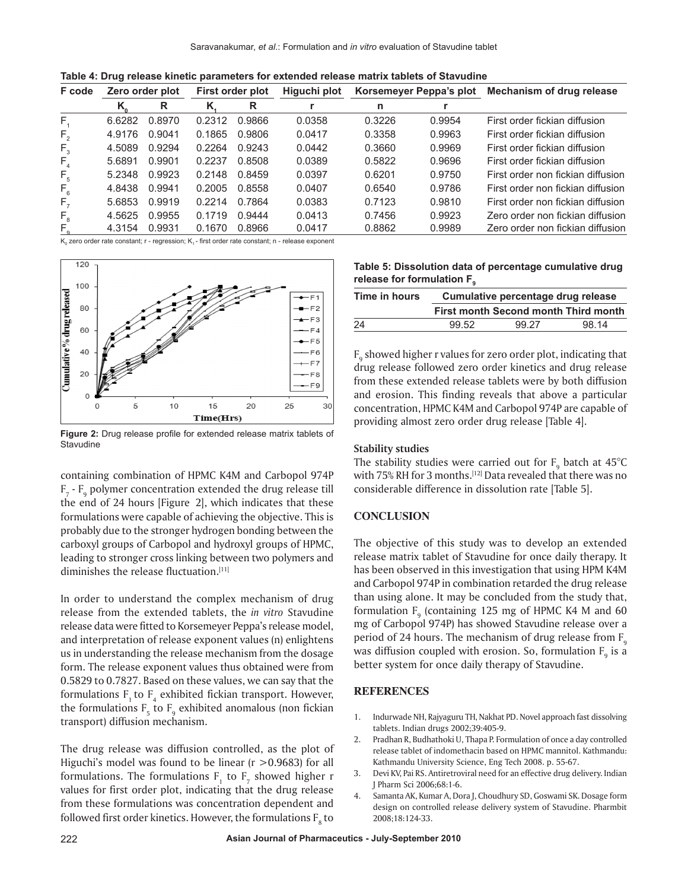**Table 4: Drug release kinetic parameters for extended release matrix tablets of Stavudine**

| F code | Zero order plot | | First order plot | | Higuchi plot | Korsemeyer Peppa's plot | | Mechanism of drug release |
|---|---|---|---|---|---|---|---|---|
| | $K_0$ | R | $K_1$ | R | r | n | r | |
| $F_1$ | 6.6282 | 0.8970 | 0.2312 | 0.9866 | 0.0358 | 0.3226 | 0.9954 | First order fickian diffusion |
| $F_2$ | 4.9176 | 0.9041 | 0.1865 | 0.9806 | 0.0417 | 0.3358 | 0.9963 | First order fickian diffusion |
| $F_3$ | 4.5089 | 0.9294 | 0.2264 | 0.9243 | 0.0442 | 0.3660 | 0.9969 | First order fickian diffusion |
| $F_4$ | 5.6891 | 0.9901 | 0.2237 | 0.8508 | 0.0389 | 0.5822 | 0.9696 | First order fickian diffusion |
| $F_5$ | 5.2348 | 0.9923 | 0.2148 | 0.8459 | 0.0397 | 0.6201 | 0.9750 | First order non fickian diffusion |
| $F_6$ | 4.8438 | 0.9941 | 0.2005 | 0.8558 | 0.0407 | 0.6540 | 0.9786 | First order non fickian diffusion |
| $F_7$ | 5.6853 | 0.9919 | 0.2214 | 0.7864 | 0.0383 | 0.7123 | 0.9810 | First order non fickian diffusion |
| $F_8$ | 4.5625 | 0.9955 | 0.1719 | 0.9444 | 0.0413 | 0.7456 | 0.9923 | Zero order non fickian diffusion |
| $F_9$ | 4.3154 | 0.9931 | 0.1670 | 0.8966 | 0.0417 | 0.8862 | 0.9989 | Zero order non fickian diffusion |

$K_0$ zero order rate constant; r - regression; $K_1$ - first order rate constant; n - release exponent

**Figure 2:** Drug release profile for extended release matrix tablets of Stavudine

containing combination of HPMC K4M and Carbopol 974P $F_7$ - $F_9$ polymer concentration extended the drug release till the end of 24 hours [Figure 2], which indicates that these formulations were capable of achieving the objective. This is probably due to the stronger hydrogen bonding between the carboxyl groups of Carbopol and hydroxyl groups of HPMC, leading to stronger cross linking between two polymers and diminishes the release fluctuation.[11]

In order to understand the complex mechanism of drug release from the extended tablets, the *in vitro* Stavudine release data were fitted to Korsemeyer Peppa's release model, and interpretation of release exponent values (n) enlightens us in understanding the release mechanism from the dosage form. The release exponent values thus obtained were from 0.5829 to 0.7827. Based on these values, we can say that the formulations $F_1$ to $F_4$ exhibited fickian transport. However, the formulations $F_5$ to $F_9$ exhibited anomalous (non fickian transport) diffusion mechanism.

The drug release was diffusion controlled, as the plot of Higuchi's model was found to be linear ($r > 0.9683$) for all formulations. The formulations $F_1$ to $F_7$ showed higher r values for first order plot, indicating that the drug release from these formulations was concentration dependent and followed first order kinetics. However, the formulations $F_8$ to $F_9$ showed higher r values for zero order plot, indicating that drug release followed zero order kinetics and drug release from these extended release tablets were by both diffusion and erosion. This finding reveals that above a particular concentration, HPMC K4M and Carbopol 974P are capable of providing almost zero order drug release [Table 4].

**Table 5: Dissolution data of percentage cumulative drug release for formulation $F_9$**

| Time in hours | Cumulative percentage drug release | | |
|---|---|---|---|
| | First month | Second month | Third month |
| 24 | 99.52 | 99.27 | 98.14 |

### Stability studies

The stability studies were carried out for $F_9$ batch at 45°C with 75% RH for 3 months.[12] Data revealed that there was no considerable difference in dissolution rate [Table 5].

## CONCLUSION

The objective of this study was to develop an extended release matrix tablet of Stavudine for once daily therapy. It has been observed in this investigation that using HPM K4M and Carbopol 974P in combination retarded the drug release than using alone. It may be concluded from the study that, formulation $F_9$ (containing 125 mg of HPMC K4 M and 60 mg of Carbopol 974P) has showed Stavudine release over a period of 24 hours. The mechanism of drug release from $F_9$ was diffusion coupled with erosion. So, formulation $F_9$ is a better system for once daily therapy of Stavudine.

## REFERENCES

1. Indurwade NH, Rajyaguru TH, Nakhat PD. Novel approach fast dissolving tablets. Indian drugs 2002;39:405-9.
2. Pradhan R, Budhathoki U, Thapa P. Formulation of once a day controlled release tablet of indomethacin based on HPMC mannitol. Kathmandu: Kathmandu University Science, Eng Tech 2008. p. 55-67.
3. Devi KV, Pai RS. Antiretroviral need for an effective drug delivery. Indian J Pharm Sci 2006;68:1-6.
4. Samanta AK, Kumar A, Dora J, Choudhury SD, Goswami SK. Dosage form design on controlled release delivery system of Stavudine. Pharmbit 2008;18:124-33.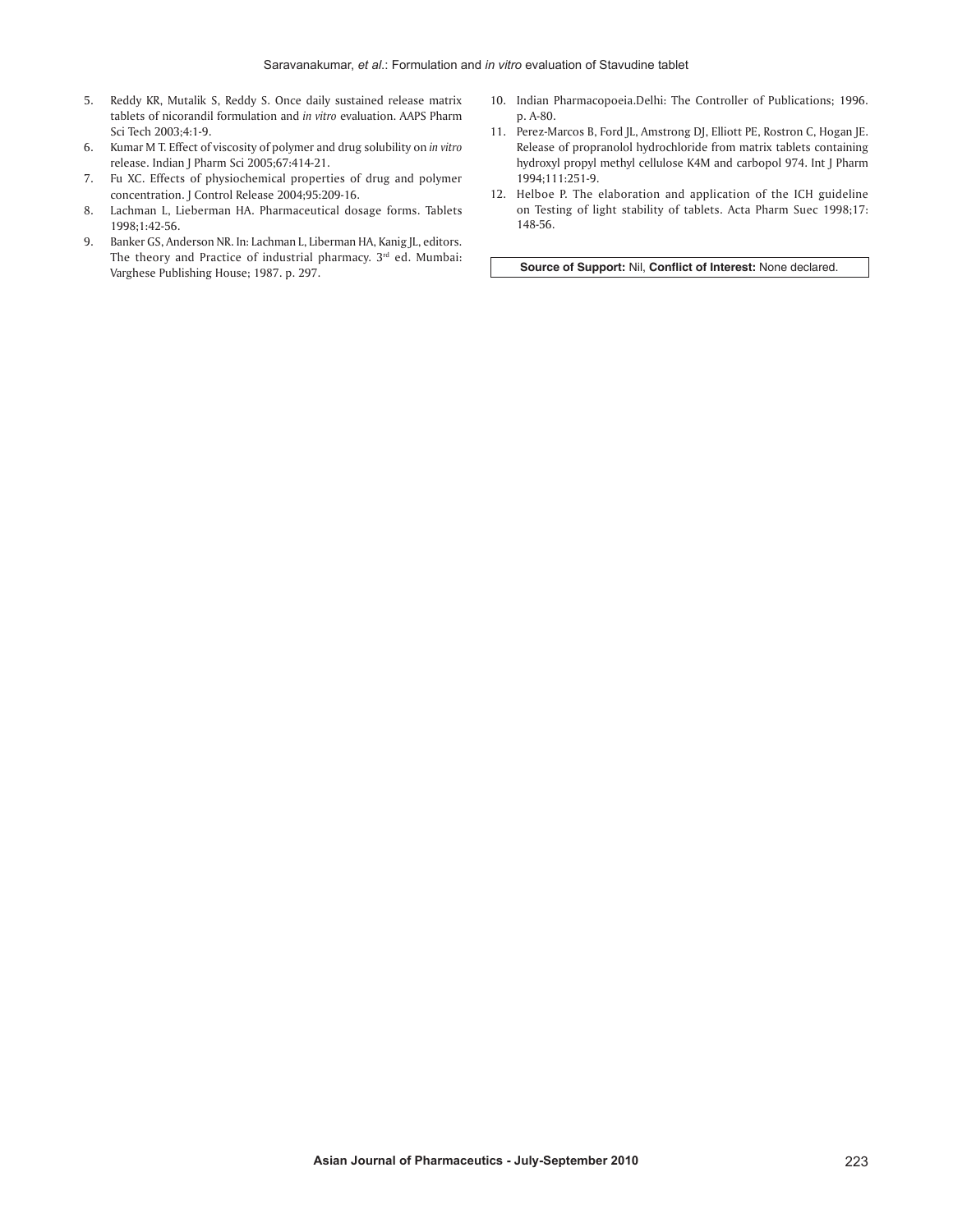5. Reddy KR, Mutalik S, Reddy S. Once daily sustained release matrix tablets of nicorandil formulation and *in vitro* evaluation. AAPS Pharm Sci Tech 2003;4:1-9.
6. Kumar M T. Effect of viscosity of polymer and drug solubility on *in vitro* release. Indian J Pharm Sci 2005;67:414-21.
7. Fu XC. Effects of physiochemical properties of drug and polymer concentration. J Control Release 2004;95:209-16.
8. Lachman L, Lieberman HA. Pharmaceutical dosage forms. Tablets 1998;1:42-56.
9. Banker GS, Anderson NR. In: Lachman L, Liberman HA, Kanig JL, editors. The theory and Practice of industrial pharmacy. 3rd ed. Mumbai: Varghese Publishing House; 1987. p. 297.
10. Indian Pharmacopoeia.Delhi: The Controller of Publications; 1996. p. A-80.
11. Perez-Marcos B, Ford JL, Amstrong DJ, Elliott PE, Rostron C, Hogan JE. Release of propranolol hydrochloride from matrix tablets containing hydroxyl propyl methyl cellulose K4M and carbopol 974. Int J Pharm 1994;111:251-9.
12. Helboe P. The elaboration and application of the ICH guideline on Testing of light stability of tablets. Acta Pharm Suec 1998;17: 148-56.

**Source of Support:** Nil, **Conflict of Interest:** None declared.